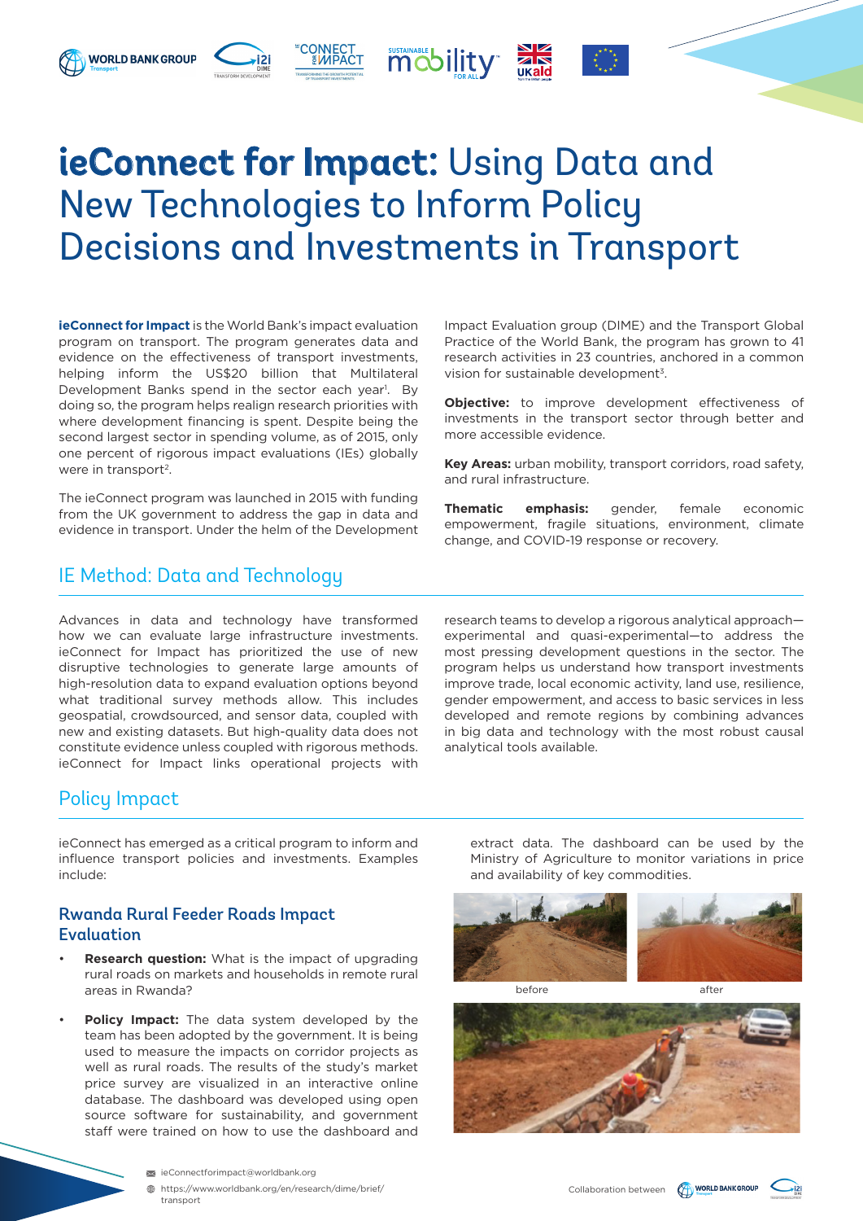# **ieConnect for Impact:** Using Data and New Technologies to Inform Policy Decisions and Investments in Transport

**ieConnect for Impact** is the World Bank's impact evaluation program on transport. The program generates data and evidence on the effectiveness of transport investments, helping inform the US$20 billion that Multilateral Development Banks spend in the sector each year[1]. By doing so, the program helps realign research priorities with where development financing is spent. Despite being the second largest sector in spending volume, as of 2015, only one percent of rigorous impact evaluations (IEs) globally were in transport[2].

The ieConnect program was launched in 2015 with funding from the UK government to address the gap in data and evidence in transport. Under the helm of the Development Impact Evaluation group (DIME) and the Transport Global Practice of the World Bank, the program has grown to 41 research activities in 23 countries, anchored in a common vision for sustainable development[3].

**Objective:** to improve development effectiveness of investments in the transport sector through better and more accessible evidence.

**Key Areas:** urban mobility, transport corridors, road safety, and rural infrastructure.

**Thematic emphasis:** gender, female economic empowerment, fragile situations, environment, climate change, and COVID-19 response or recovery.

## IE Method: Data and Technology

Advances in data and technology have transformed how we can evaluate large infrastructure investments. ieConnect for Impact has prioritized the use of new disruptive technologies to generate large amounts of high-resolution data to expand evaluation options beyond what traditional survey methods allow. This includes geospatial, crowdsourced, and sensor data, coupled with new and existing datasets. But high-quality data does not constitute evidence unless coupled with rigorous methods. ieConnect for Impact links operational projects with research teams to develop a rigorous analytical approach—experimental and quasi-experimental—to address the most pressing development questions in the sector. The program helps us understand how transport investments improve trade, local economic activity, land use, resilience, gender empowerment, and access to basic services in less developed and remote regions by combining advances in big data and technology with the most robust causal analytical tools available.

## Policy Impact

ieConnect has emerged as a critical program to inform and influence transport policies and investments. Examples include:

### Rwanda Rural Feeder Roads Impact Evaluation

- **Research question:** What is the impact of upgrading rural roads on markets and households in remote rural areas in Rwanda?
- **Policy Impact:** The data system developed by the team has been adopted by the government. It is being used to measure the impacts on corridor projects as well as rural roads. The results of the study's market price survey are visualized in an interactive online database. The dashboard was developed using open source software for sustainability, and government staff were trained on how to use the dashboard and extract data. The dashboard can be used by the Ministry of Agriculture to monitor variations in price and availability of key commodities.

before

after

ieConnectforimpact@worldbank.org

https://www.worldbank.org/en/research/dime/brief/transport

Collaboration between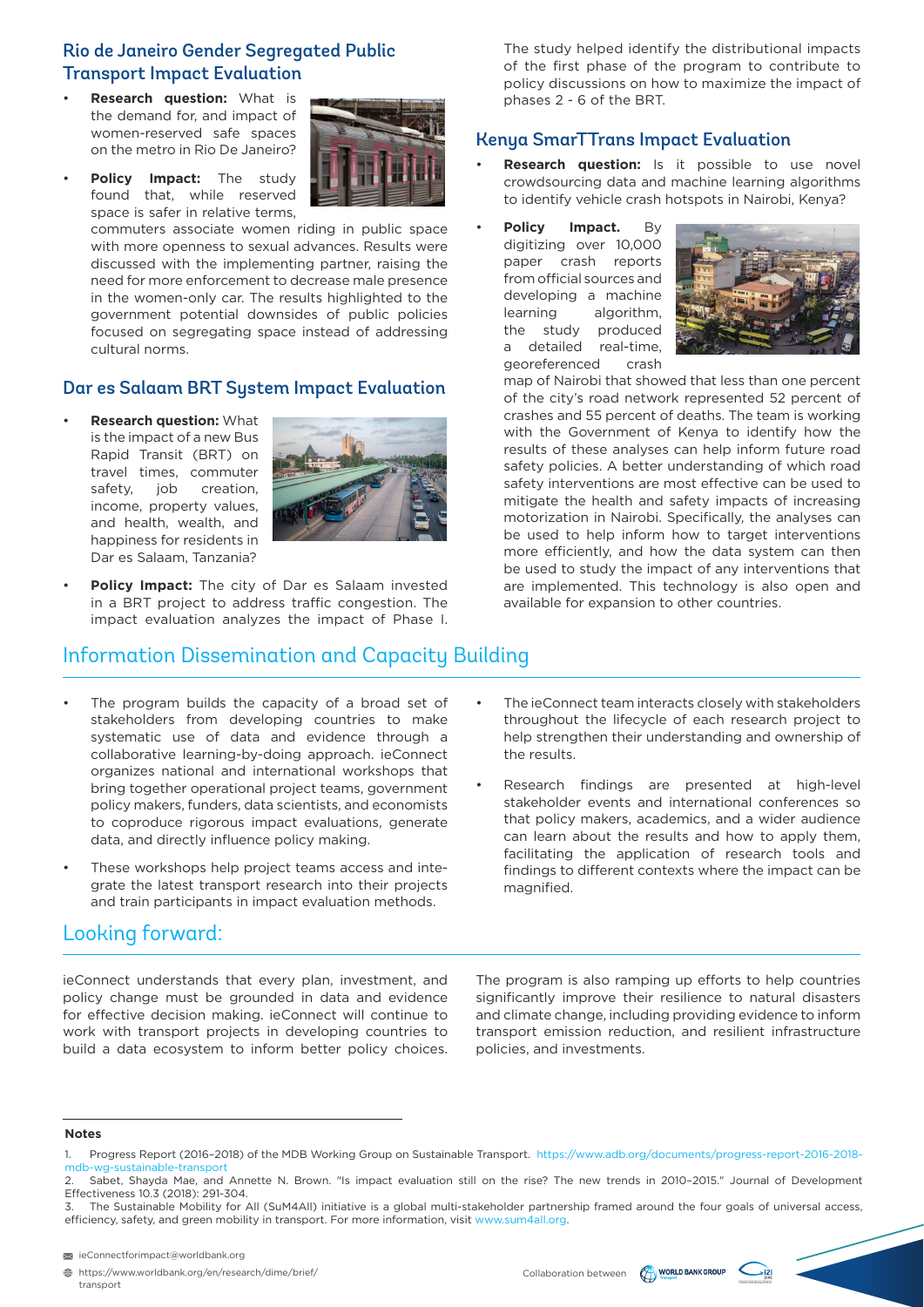## Rio de Janeiro Gender Segregated Public Transport Impact Evaluation

- **Research question:** What is the demand for, and impact of women-reserved safe spaces on the metro in Rio De Janeiro?
- **Policy Impact:** The study found that, while reserved space is safer in relative terms, commuters associate women riding in public space with more openness to sexual advances. Results were discussed with the implementing partner, raising the need for more enforcement to decrease male presence in the women-only car. The results highlighted to the government potential downsides of public policies focused on segregating space instead of addressing cultural norms.

## Dar es Salaam BRT System Impact Evaluation

- **Research question:** What is the impact of a new Bus Rapid Transit (BRT) on travel times, commuter safety, job creation, income, property values, and health, wealth, and happiness for residents in Dar es Salaam, Tanzania?
- **Policy Impact:** The city of Dar es Salaam invested in a BRT project to address traffic congestion. The impact evaluation analyzes the impact of Phase I. The study helped identify the distributional impacts of the first phase of the program to contribute to policy discussions on how to maximize the impact of phases 2 - 6 of the BRT.

## Kenya SmarTTrans Impact Evaluation

- **Research question:** Is it possible to use novel crowdsourcing data and machine learning algorithms to identify vehicle crash hotspots in Nairobi, Kenya?
- **Policy Impact.** By digitizing over 10,000 paper crash reports from official sources and developing a machine learning algorithm, the study produced a detailed real-time, georeferenced crash map of Nairobi that showed that less than one percent of the city's road network represented 52 percent of crashes and 55 percent of deaths. The team is working with the Government of Kenya to identify how the results of these analyses can help inform future road safety policies. A better understanding of which road safety interventions are most effective can be used to mitigate the health and safety impacts of increasing motorization in Nairobi. Specifically, the analyses can be used to help inform how to target interventions more efficiently, and how the data system can then be used to study the impact of any interventions that are implemented. This technology is also open and available for expansion to other countries.

# Information Dissemination and Capacity Building

- The program builds the capacity of a broad set of stakeholders from developing countries to make systematic use of data and evidence through a collaborative learning-by-doing approach. ieConnect organizes national and international workshops that bring together operational project teams, government policy makers, funders, data scientists, and economists to coproduce rigorous impact evaluations, generate data, and directly influence policy making.
- These workshops help project teams access and integrate the latest transport research into their projects and train participants in impact evaluation methods.
- The ieConnect team interacts closely with stakeholders throughout the lifecycle of each research project to help strengthen their understanding and ownership of the results.
- Research findings are presented at high-level stakeholder events and international conferences so that policy makers, academics, and a wider audience can learn about the results and how to apply them, facilitating the application of research tools and findings to different contexts where the impact can be magnified.

# Looking forward:

ieConnect understands that every plan, investment, and policy change must be grounded in data and evidence for effective decision making. ieConnect will continue to work with transport projects in developing countries to build a data ecosystem to inform better policy choices. The program is also ramping up efforts to help countries significantly improve their resilience to natural disasters and climate change, including providing evidence to inform transport emission reduction, and resilient infrastructure policies, and investments.

**Notes**

1. Progress Report (2016–2018) of the MDB Working Group on Sustainable Transport. https://www.adb.org/documents/progress-report-2016-2018-mdb-wg-sustainable-transport
2. Sabet, Shayda Mae, and Annette N. Brown. "Is impact evaluation still on the rise? The new trends in 2010–2015." Journal of Development Effectiveness 10.3 (2018): 291-304.
3. The Sustainable Mobility for All (SuM4All) initiative is a global multi-stakeholder partnership framed around the four goals of universal access, efficiency, safety, and green mobility in transport. For more information, visit www.sum4all.org.

ieConnectforimpact@worldbank.org

https://www.worldbank.org/en/research/dime/brief/transport

Collaboration between WORLD BANK GROUP